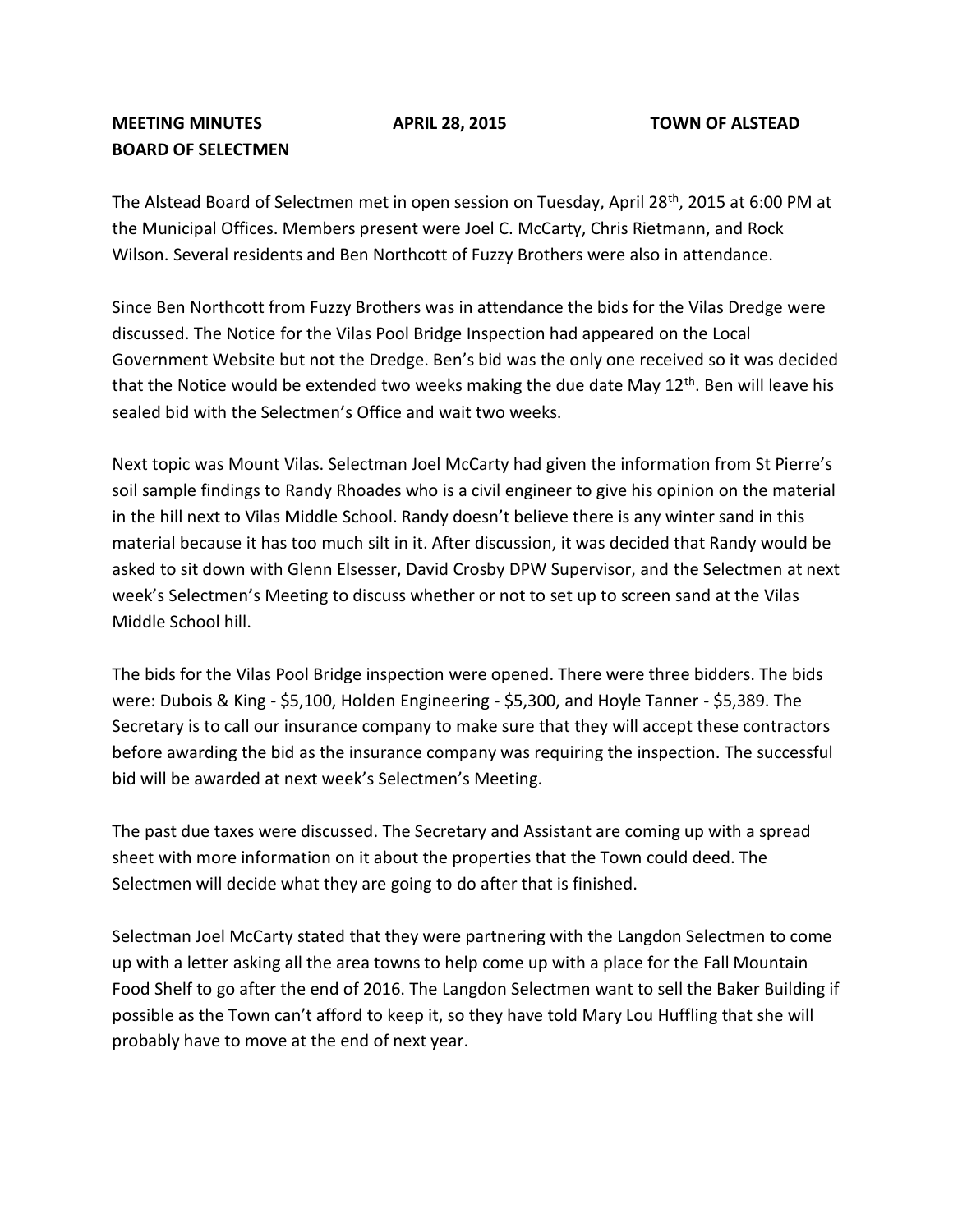**MEETING MINUTES APRIL 28, 2015 TOWN OF ALSTEAD**
**BOARD OF SELECTMEN**

The Alstead Board of Selectmen met in open session on Tuesday, April 28th, 2015 at 6:00 PM at the Municipal Offices. Members present were Joel C. McCarty, Chris Rietmann, and Rock Wilson. Several residents and Ben Northcott of Fuzzy Brothers were also in attendance.

Since Ben Northcott from Fuzzy Brothers was in attendance the bids for the Vilas Dredge were discussed. The Notice for the Vilas Pool Bridge Inspection had appeared on the Local Government Website but not the Dredge. Ben's bid was the only one received so it was decided that the Notice would be extended two weeks making the due date May 12th. Ben will leave his sealed bid with the Selectmen's Office and wait two weeks.

Next topic was Mount Vilas. Selectman Joel McCarty had given the information from St Pierre's soil sample findings to Randy Rhoades who is a civil engineer to give his opinion on the material in the hill next to Vilas Middle School. Randy doesn't believe there is any winter sand in this material because it has too much silt in it. After discussion, it was decided that Randy would be asked to sit down with Glenn Elsesser, David Crosby DPW Supervisor, and the Selectmen at next week's Selectmen's Meeting to discuss whether or not to set up to screen sand at the Vilas Middle School hill.

The bids for the Vilas Pool Bridge inspection were opened. There were three bidders. The bids were: Dubois & King - $5,100, Holden Engineering - $5,300, and Hoyle Tanner - $5,389. The Secretary is to call our insurance company to make sure that they will accept these contractors before awarding the bid as the insurance company was requiring the inspection. The successful bid will be awarded at next week's Selectmen's Meeting.

The past due taxes were discussed. The Secretary and Assistant are coming up with a spread sheet with more information on it about the properties that the Town could deed. The Selectmen will decide what they are going to do after that is finished.

Selectman Joel McCarty stated that they were partnering with the Langdon Selectmen to come up with a letter asking all the area towns to help come up with a place for the Fall Mountain Food Shelf to go after the end of 2016. The Langdon Selectmen want to sell the Baker Building if possible as the Town can't afford to keep it, so they have told Mary Lou Huffling that she will probably have to move at the end of next year.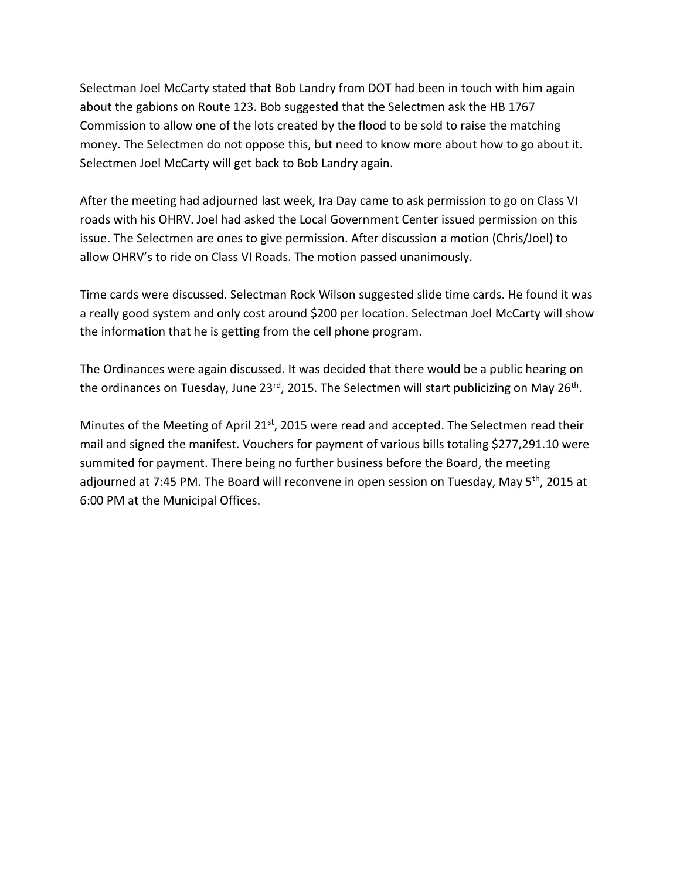Selectman Joel McCarty stated that Bob Landry from DOT had been in touch with him again about the gabions on Route 123. Bob suggested that the Selectmen ask the HB 1767 Commission to allow one of the lots created by the flood to be sold to raise the matching money. The Selectmen do not oppose this, but need to know more about how to go about it. Selectmen Joel McCarty will get back to Bob Landry again.

After the meeting had adjourned last week, Ira Day came to ask permission to go on Class VI roads with his OHRV. Joel had asked the Local Government Center issued permission on this issue. The Selectmen are ones to give permission. After discussion a motion (Chris/Joel) to allow OHRV's to ride on Class VI Roads. The motion passed unanimously.

Time cards were discussed. Selectman Rock Wilson suggested slide time cards. He found it was a really good system and only cost around $200 per location. Selectman Joel McCarty will show the information that he is getting from the cell phone program.

The Ordinances were again discussed. It was decided that there would be a public hearing on the ordinances on Tuesday, June 23rd, 2015. The Selectmen will start publicizing on May 26th.

Minutes of the Meeting of April 21st, 2015 were read and accepted. The Selectmen read their mail and signed the manifest. Vouchers for payment of various bills totaling $277,291.10 were summited for payment. There being no further business before the Board, the meeting adjourned at 7:45 PM. The Board will reconvene in open session on Tuesday, May 5th, 2015 at 6:00 PM at the Municipal Offices.